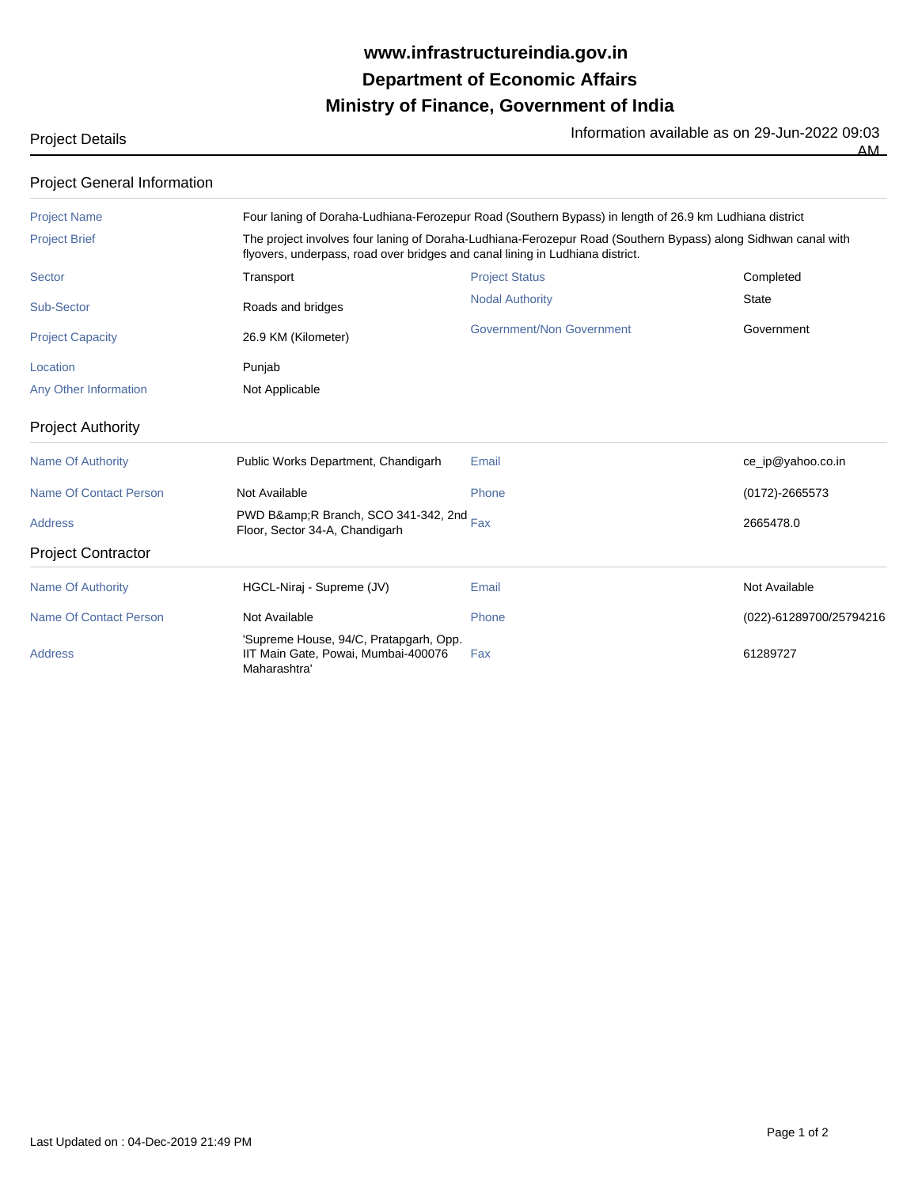# www.infrastructureindia.gov.in

# Department of Economic Affairs

# Ministry of Finance, Government of India

Project Details

Information available as on 29-Jun-2022 09:03 AM

## Project General Information

| | | | |
|---|---|---|---|
| Project Name | Four laning of Doraha-Ludhiana-Ferozepur Road (Southern Bypass) in length of 26.9 km Ludhiana district | | |
| Project Brief | The project involves four laning of Doraha-Ludhiana-Ferozepur Road (Southern Bypass) along Sidhwan canal with flyovers, underpass, road over bridges and canal lining in Ludhiana district. | | |
| Sector | Transport | Project Status | Completed |
| Sub-Sector | Roads and bridges | Nodal Authority | State |
| Project Capacity | 26.9 KM (Kilometer) | Government/Non Government | Government |
| Location | Punjab | | |
| Any Other Information | Not Applicable | | |

## Project Authority

| | | | |
|---|---|---|---|
| Name Of Authority | Public Works Department, Chandigarh | Email | ce_ip@yahoo.co.in |
| Name Of Contact Person | Not Available | Phone | (0172)-2665573 |
| Address | PWD B&amp;R Branch, SCO 341-342, 2nd Floor, Sector 34-A, Chandigarh | Fax | 2665478.0 |

## Project Contractor

| | | | |
|---|---|---|---|
| Name Of Authority | HGCL-Niraj - Supreme (JV) | Email | Not Available |
| Name Of Contact Person | Not Available | Phone | (022)-61289700/25794216 |
| Address | 'Supreme House, 94/C, Pratapgarh, Opp. IIT Main Gate, Powai, Mumbai-400076 Maharashtra' | Fax | 61289727 |

Last Updated on : 04-Dec-2019 21:49 PM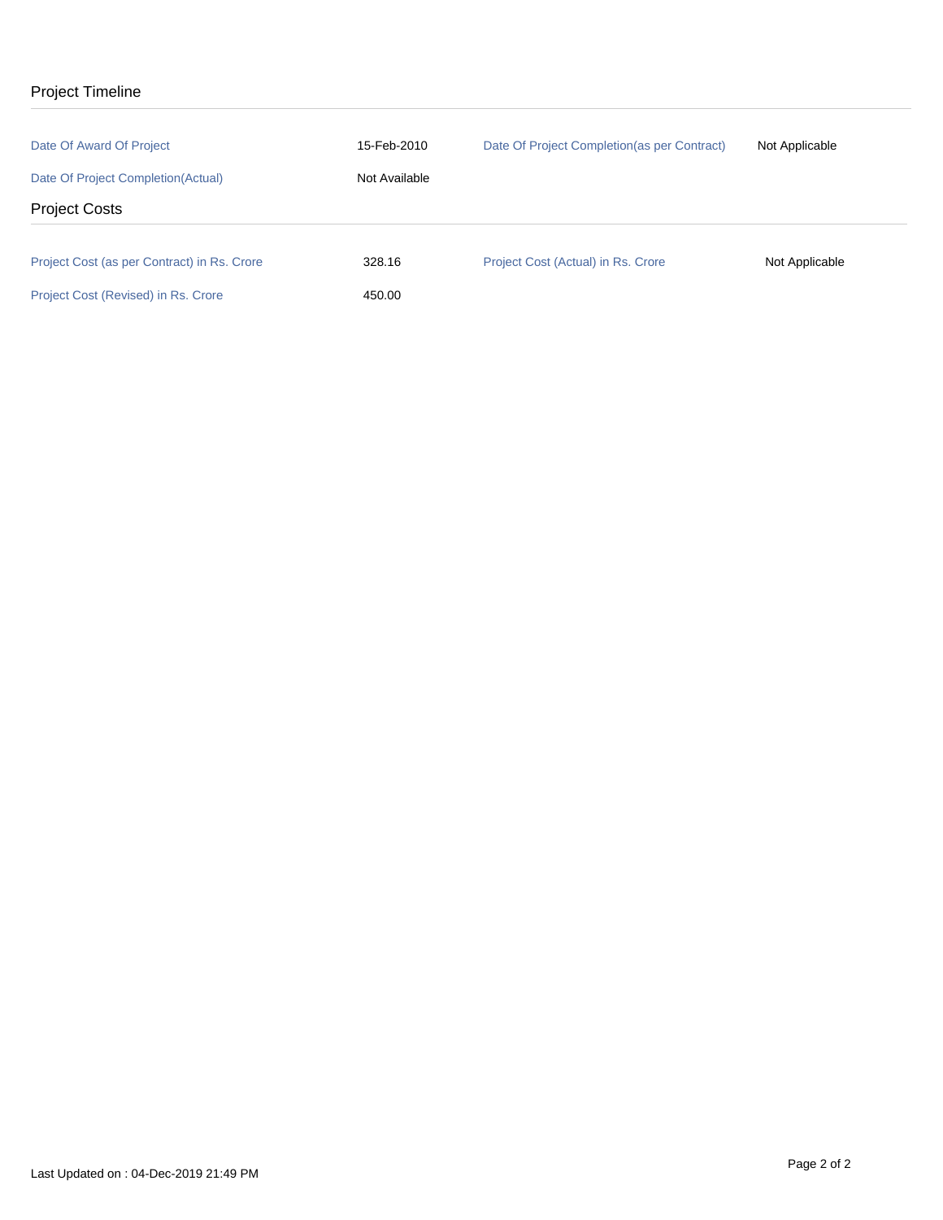## Project Timeline

| | | | |
|---|---|---|---|
| Date Of Award Of Project | 15-Feb-2010 | Date Of Project Completion(as per Contract) | Not Applicable |
| Date Of Project Completion(Actual) | Not Available | | |

## Project Costs

| | | | |
|---|---|---|---|
| Project Cost (as per Contract) in Rs. Crore | 328.16 | Project Cost (Actual) in Rs. Crore | Not Applicable |
| Project Cost (Revised) in Rs. Crore | 450.00 | | |

Last Updated on : 04-Dec-2019 21:49 PM